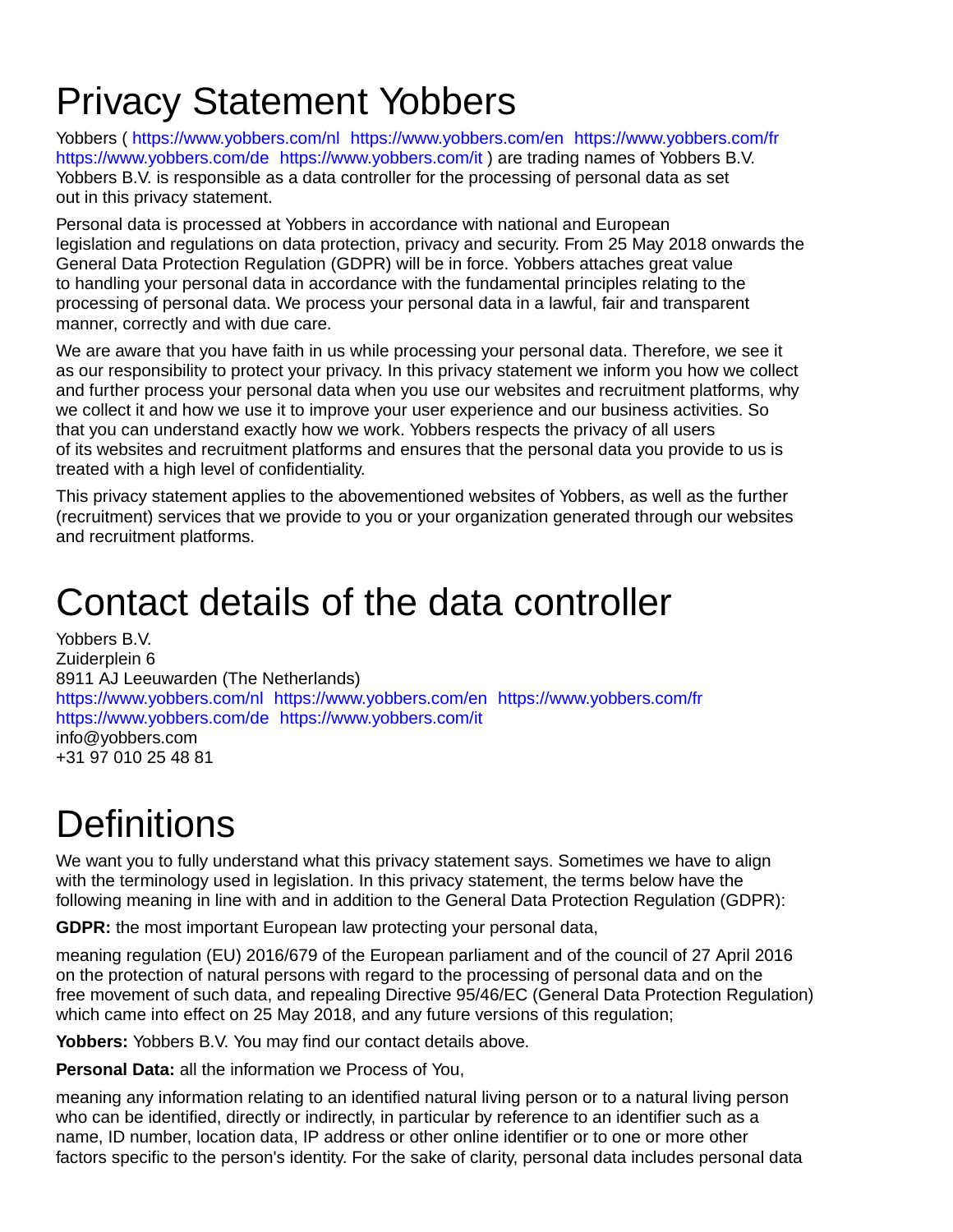# Privacy Statement Yobbers

Yobbers ( https://www.yobbers.com/nl https://www.yobbers.com/en https://www.yobbers.com/fr https://www.yobbers.com/de https://www.yobbers.com/it ) are trading names of Yobbers B.V. Yobbers B.V. is responsible as a data controller for the processing of personal data as set out in this privacy statement.

Personal data is processed at Yobbers in accordance with national and European legislation and regulations on data protection, privacy and security. From 25 May 2018 onwards the General Data Protection Regulation (GDPR) will be in force. Yobbers attaches great value to handling your personal data in accordance with the fundamental principles relating to the processing of personal data. We process your personal data in a lawful, fair and transparent manner, correctly and with due care.

We are aware that you have faith in us while processing your personal data. Therefore, we see it as our responsibility to protect your privacy. In this privacy statement we inform you how we collect and further process your personal data when you use our websites and recruitment platforms, why we collect it and how we use it to improve your user experience and our business activities. So that you can understand exactly how we work. Yobbers respects the privacy of all users of its websites and recruitment platforms and ensures that the personal data you provide to us is treated with a high level of confidentiality.

This privacy statement applies to the abovementioned websites of Yobbers, as well as the further (recruitment) services that we provide to you or your organization generated through our websites and recruitment platforms.

# Contact details of the data controller

Yobbers B.V.
Zuiderplein 6
8911 AJ Leeuwarden (The Netherlands)
https://www.yobbers.com/nl https://www.yobbers.com/en https://www.yobbers.com/fr https://www.yobbers.com/de https://www.yobbers.com/it
info@yobbers.com
+31 97 010 25 48 81

# Definitions

We want you to fully understand what this privacy statement says. Sometimes we have to align with the terminology used in legislation. In this privacy statement, the terms below have the following meaning in line with and in addition to the General Data Protection Regulation (GDPR):

**GDPR:** the most important European law protecting your personal data,

meaning regulation (EU) 2016/679 of the European parliament and of the council of 27 April 2016 on the protection of natural persons with regard to the processing of personal data and on the free movement of such data, and repealing Directive 95/46/EC (General Data Protection Regulation) which came into effect on 25 May 2018, and any future versions of this regulation;

**Yobbers:** Yobbers B.V. You may find our contact details above.

**Personal Data:** all the information we Process of You,

meaning any information relating to an identified natural living person or to a natural living person who can be identified, directly or indirectly, in particular by reference to an identifier such as a name, ID number, location data, IP address or other online identifier or to one or more other factors specific to the person's identity. For the sake of clarity, personal data includes personal data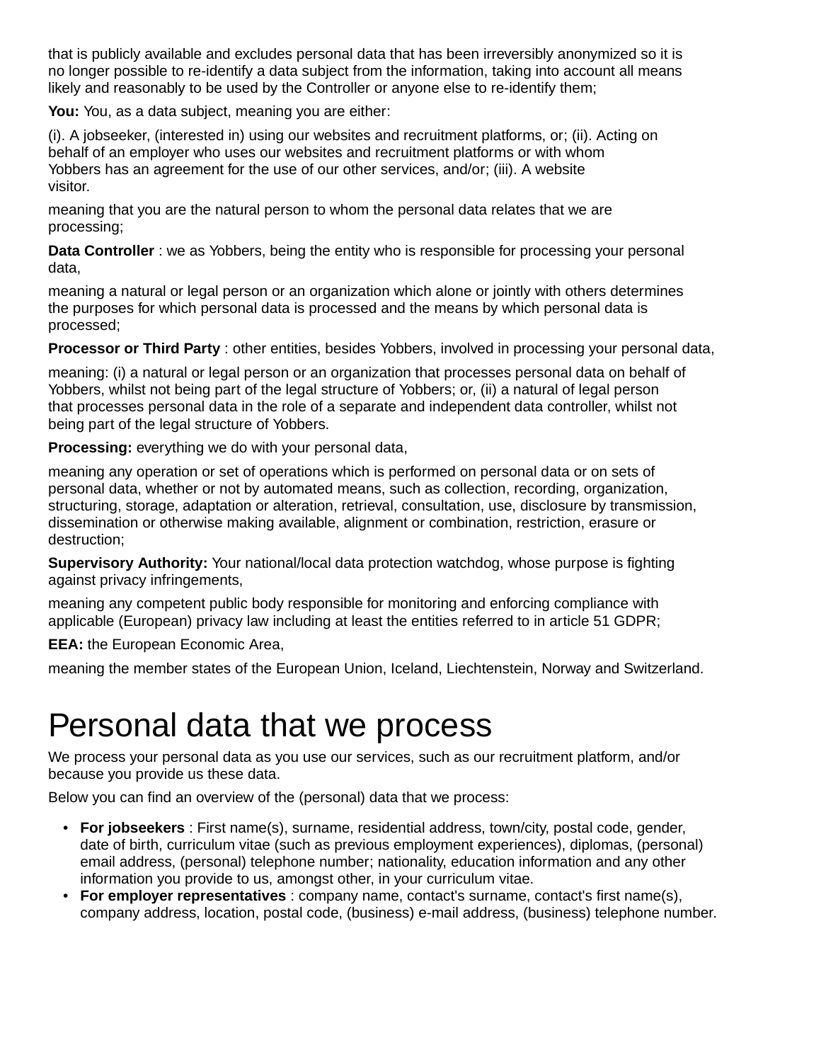that is publicly available and excludes personal data that has been irreversibly anonymized so it is no longer possible to re-identify a data subject from the information, taking into account all means likely and reasonably to be used by the Controller or anyone else to re-identify them;

**You:** You, as a data subject, meaning you are either:

(i). A jobseeker, (interested in) using our websites and recruitment platforms, or; (ii). Acting on behalf of an employer who uses our websites and recruitment platforms or with whom Yobbers has an agreement for the use of our other services, and/or; (iii). A website visitor.

meaning that you are the natural person to whom the personal data relates that we are processing;

**Data Controller** : we as Yobbers, being the entity who is responsible for processing your personal data,

meaning a natural or legal person or an organization which alone or jointly with others determines the purposes for which personal data is processed and the means by which personal data is processed;

**Processor or Third Party** : other entities, besides Yobbers, involved in processing your personal data,

meaning: (i) a natural or legal person or an organization that processes personal data on behalf of Yobbers, whilst not being part of the legal structure of Yobbers; or, (ii) a natural of legal person that processes personal data in the role of a separate and independent data controller, whilst not being part of the legal structure of Yobbers.

**Processing:** everything we do with your personal data,

meaning any operation or set of operations which is performed on personal data or on sets of personal data, whether or not by automated means, such as collection, recording, organization, structuring, storage, adaptation or alteration, retrieval, consultation, use, disclosure by transmission, dissemination or otherwise making available, alignment or combination, restriction, erasure or destruction;

**Supervisory Authority:** Your national/local data protection watchdog, whose purpose is fighting against privacy infringements,

meaning any competent public body responsible for monitoring and enforcing compliance with applicable (European) privacy law including at least the entities referred to in article 51 GDPR;

**EEA:** the European Economic Area,

meaning the member states of the European Union, Iceland, Liechtenstein, Norway and Switzerland.

# Personal data that we process

We process your personal data as you use our services, such as our recruitment platform, and/or because you provide us these data.

Below you can find an overview of the (personal) data that we process:

- **For jobseekers** : First name(s), surname, residential address, town/city, postal code, gender, date of birth, curriculum vitae (such as previous employment experiences), diplomas, (personal) email address, (personal) telephone number; nationality, education information and any other information you provide to us, amongst other, in your curriculum vitae.
- **For employer representatives** : company name, contact's surname, contact's first name(s), company address, location, postal code, (business) e-mail address, (business) telephone number.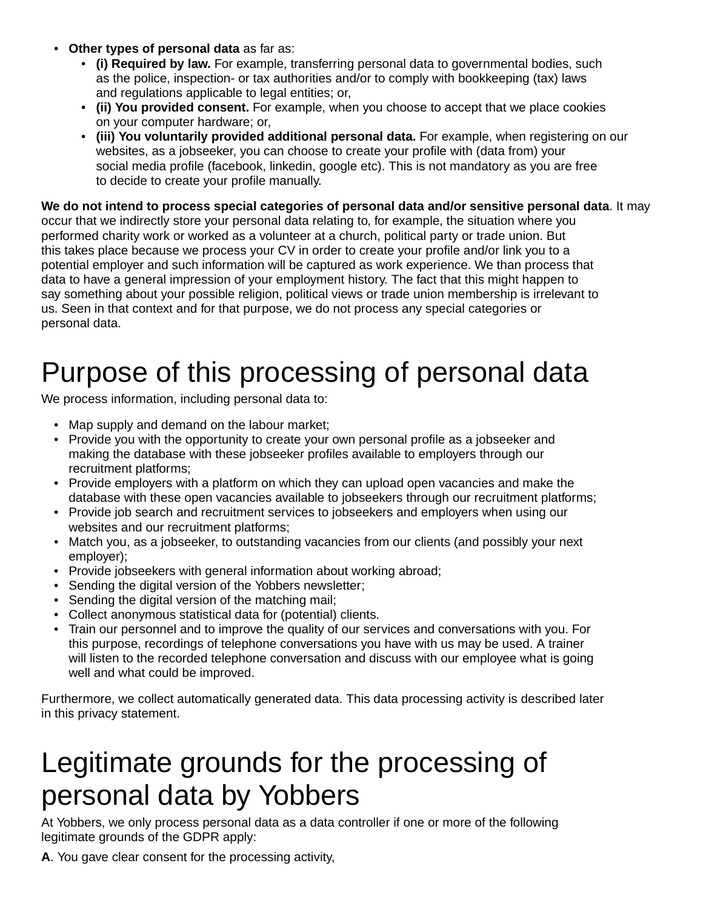- **Other types of personal data** as far as:
  - **(i) Required by law.** For example, transferring personal data to governmental bodies, such as the police, inspection- or tax authorities and/or to comply with bookkeeping (tax) laws and regulations applicable to legal entities; or,
  - **(ii) You provided consent.** For example, when you choose to accept that we place cookies on your computer hardware; or,
  - **(iii) You voluntarily provided additional personal data.** For example, when registering on our websites, as a jobseeker, you can choose to create your profile with (data from) your social media profile (facebook, linkedin, google etc). This is not mandatory as you are free to decide to create your profile manually.

**We do not intend to process special categories of personal data and/or sensitive personal data**. It may occur that we indirectly store your personal data relating to, for example, the situation where you performed charity work or worked as a volunteer at a church, political party or trade union. But this takes place because we process your CV in order to create your profile and/or link you to a potential employer and such information will be captured as work experience. We than process that data to have a general impression of your employment history. The fact that this might happen to say something about your possible religion, political views or trade union membership is irrelevant to us. Seen in that context and for that purpose, we do not process any special categories or personal data.

# Purpose of this processing of personal data

We process information, including personal data to:

- Map supply and demand on the labour market;
- Provide you with the opportunity to create your own personal profile as a jobseeker and making the database with these jobseeker profiles available to employers through our recruitment platforms;
- Provide employers with a platform on which they can upload open vacancies and make the database with these open vacancies available to jobseekers through our recruitment platforms;
- Provide job search and recruitment services to jobseekers and employers when using our websites and our recruitment platforms;
- Match you, as a jobseeker, to outstanding vacancies from our clients (and possibly your next employer);
- Provide jobseekers with general information about working abroad;
- Sending the digital version of the Yobbers newsletter;
- Sending the digital version of the matching mail;
- Collect anonymous statistical data for (potential) clients.
- Train our personnel and to improve the quality of our services and conversations with you. For this purpose, recordings of telephone conversations you have with us may be used. A trainer will listen to the recorded telephone conversation and discuss with our employee what is going well and what could be improved.

Furthermore, we collect automatically generated data. This data processing activity is described later in this privacy statement.

# Legitimate grounds for the processing of personal data by Yobbers

At Yobbers, we only process personal data as a data controller if one or more of the following legitimate grounds of the GDPR apply:

**A**. You gave clear consent for the processing activity,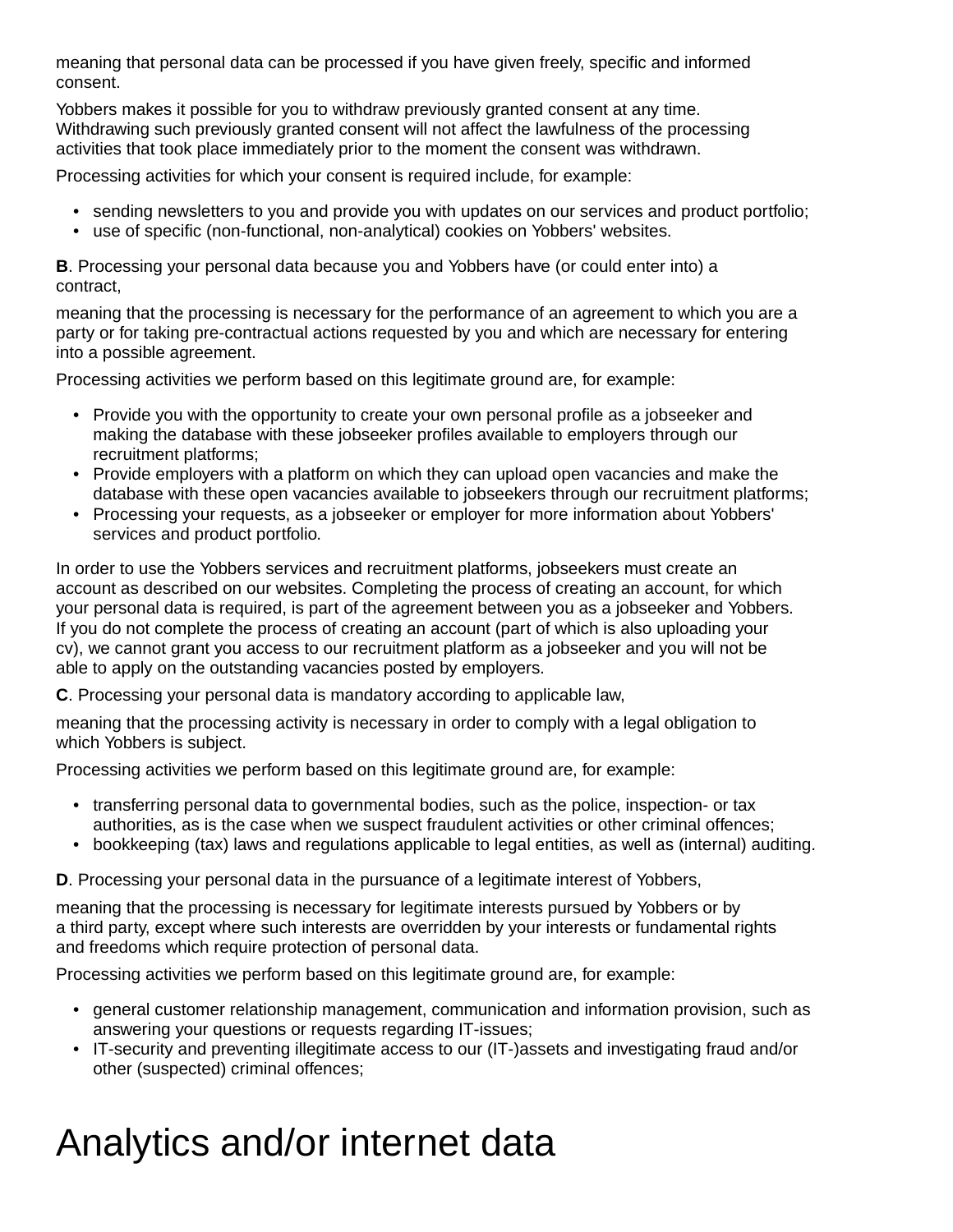meaning that personal data can be processed if you have given freely, specific and informed consent.

Yobbers makes it possible for you to withdraw previously granted consent at any time. Withdrawing such previously granted consent will not affect the lawfulness of the processing activities that took place immediately prior to the moment the consent was withdrawn.

Processing activities for which your consent is required include, for example:

- sending newsletters to you and provide you with updates on our services and product portfolio;
- use of specific (non-functional, non-analytical) cookies on Yobbers' websites.

**B**. Processing your personal data because you and Yobbers have (or could enter into) a contract,

meaning that the processing is necessary for the performance of an agreement to which you are a party or for taking pre-contractual actions requested by you and which are necessary for entering into a possible agreement.

Processing activities we perform based on this legitimate ground are, for example:

- Provide you with the opportunity to create your own personal profile as a jobseeker and making the database with these jobseeker profiles available to employers through our recruitment platforms;
- Provide employers with a platform on which they can upload open vacancies and make the database with these open vacancies available to jobseekers through our recruitment platforms;
- Processing your requests, as a jobseeker or employer for more information about Yobbers' services and product portfolio.

In order to use the Yobbers services and recruitment platforms, jobseekers must create an account as described on our websites. Completing the process of creating an account, for which your personal data is required, is part of the agreement between you as a jobseeker and Yobbers. If you do not complete the process of creating an account (part of which is also uploading your cv), we cannot grant you access to our recruitment platform as a jobseeker and you will not be able to apply on the outstanding vacancies posted by employers.

**C**. Processing your personal data is mandatory according to applicable law,

meaning that the processing activity is necessary in order to comply with a legal obligation to which Yobbers is subject.

Processing activities we perform based on this legitimate ground are, for example:

- transferring personal data to governmental bodies, such as the police, inspection- or tax authorities, as is the case when we suspect fraudulent activities or other criminal offences;
- bookkeeping (tax) laws and regulations applicable to legal entities, as well as (internal) auditing.

**D**. Processing your personal data in the pursuance of a legitimate interest of Yobbers,

meaning that the processing is necessary for legitimate interests pursued by Yobbers or by a third party, except where such interests are overridden by your interests or fundamental rights and freedoms which require protection of personal data.

Processing activities we perform based on this legitimate ground are, for example:

- general customer relationship management, communication and information provision, such as answering your questions or requests regarding IT-issues;
- IT-security and preventing illegitimate access to our (IT-)assets and investigating fraud and/or other (suspected) criminal offences;

# Analytics and/or internet data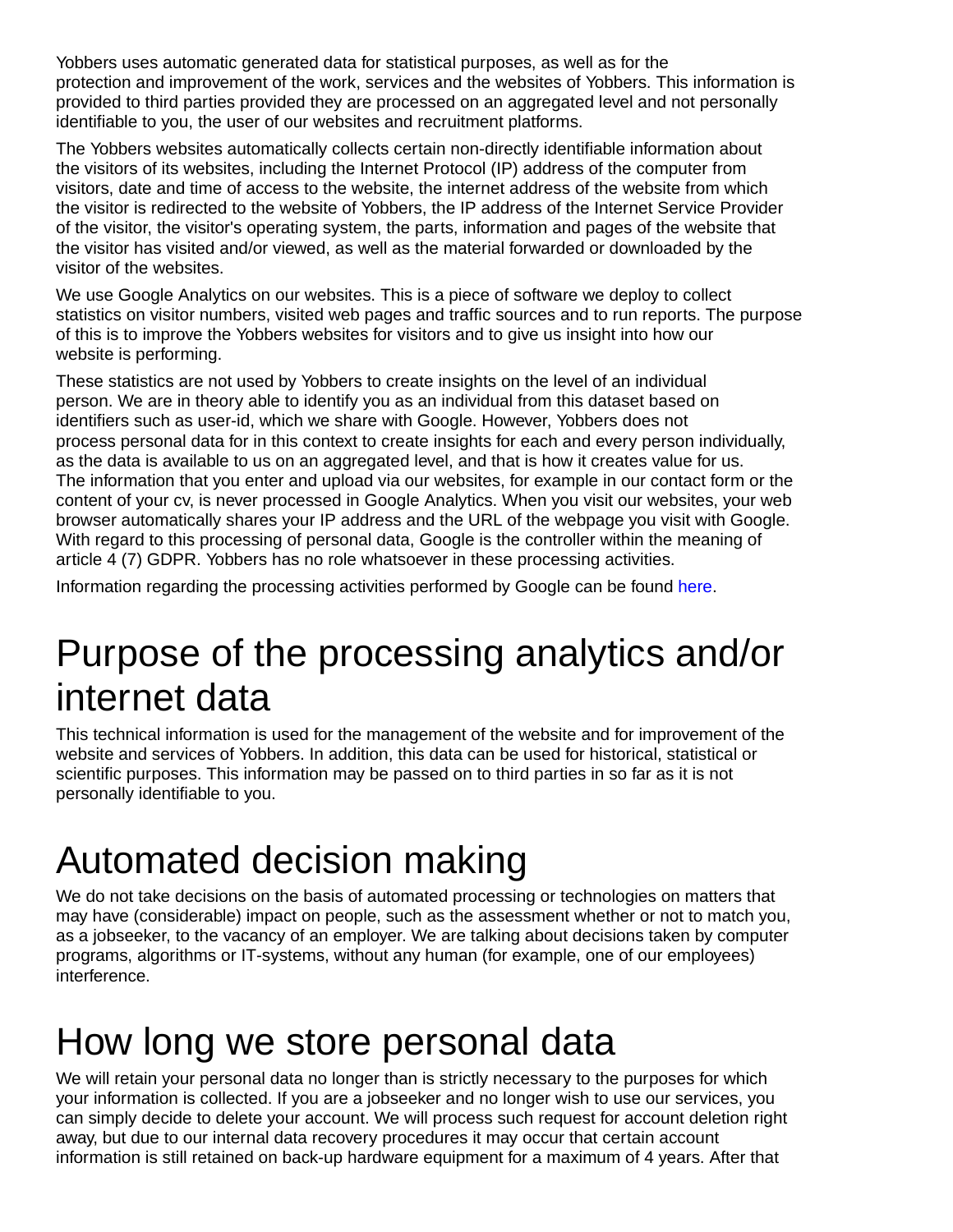Yobbers uses automatic generated data for statistical purposes, as well as for the protection and improvement of the work, services and the websites of Yobbers. This information is provided to third parties provided they are processed on an aggregated level and not personally identifiable to you, the user of our websites and recruitment platforms.

The Yobbers websites automatically collects certain non-directly identifiable information about the visitors of its websites, including the Internet Protocol (IP) address of the computer from visitors, date and time of access to the website, the internet address of the website from which the visitor is redirected to the website of Yobbers, the IP address of the Internet Service Provider of the visitor, the visitor's operating system, the parts, information and pages of the website that the visitor has visited and/or viewed, as well as the material forwarded or downloaded by the visitor of the websites.

We use Google Analytics on our websites. This is a piece of software we deploy to collect statistics on visitor numbers, visited web pages and traffic sources and to run reports. The purpose of this is to improve the Yobbers websites for visitors and to give us insight into how our website is performing.

These statistics are not used by Yobbers to create insights on the level of an individual person. We are in theory able to identify you as an individual from this dataset based on identifiers such as user-id, which we share with Google. However, Yobbers does not process personal data for in this context to create insights for each and every person individually, as the data is available to us on an aggregated level, and that is how it creates value for us. The information that you enter and upload via our websites, for example in our contact form or the content of your cv, is never processed in Google Analytics. When you visit our websites, your web browser automatically shares your IP address and the URL of the webpage you visit with Google. With regard to this processing of personal data, Google is the controller within the meaning of article 4 (7) GDPR. Yobbers has no role whatsoever in these processing activities.

Information regarding the processing activities performed by Google can be found here.

# Purpose of the processing analytics and/or internet data

This technical information is used for the management of the website and for improvement of the website and services of Yobbers. In addition, this data can be used for historical, statistical or scientific purposes. This information may be passed on to third parties in so far as it is not personally identifiable to you.

# Automated decision making

We do not take decisions on the basis of automated processing or technologies on matters that may have (considerable) impact on people, such as the assessment whether or not to match you, as a jobseeker, to the vacancy of an employer. We are talking about decisions taken by computer programs, algorithms or IT-systems, without any human (for example, one of our employees) interference.

# How long we store personal data

We will retain your personal data no longer than is strictly necessary to the purposes for which your information is collected. If you are a jobseeker and no longer wish to use our services, you can simply decide to delete your account. We will process such request for account deletion right away, but due to our internal data recovery procedures it may occur that certain account information is still retained on back-up hardware equipment for a maximum of 4 years. After that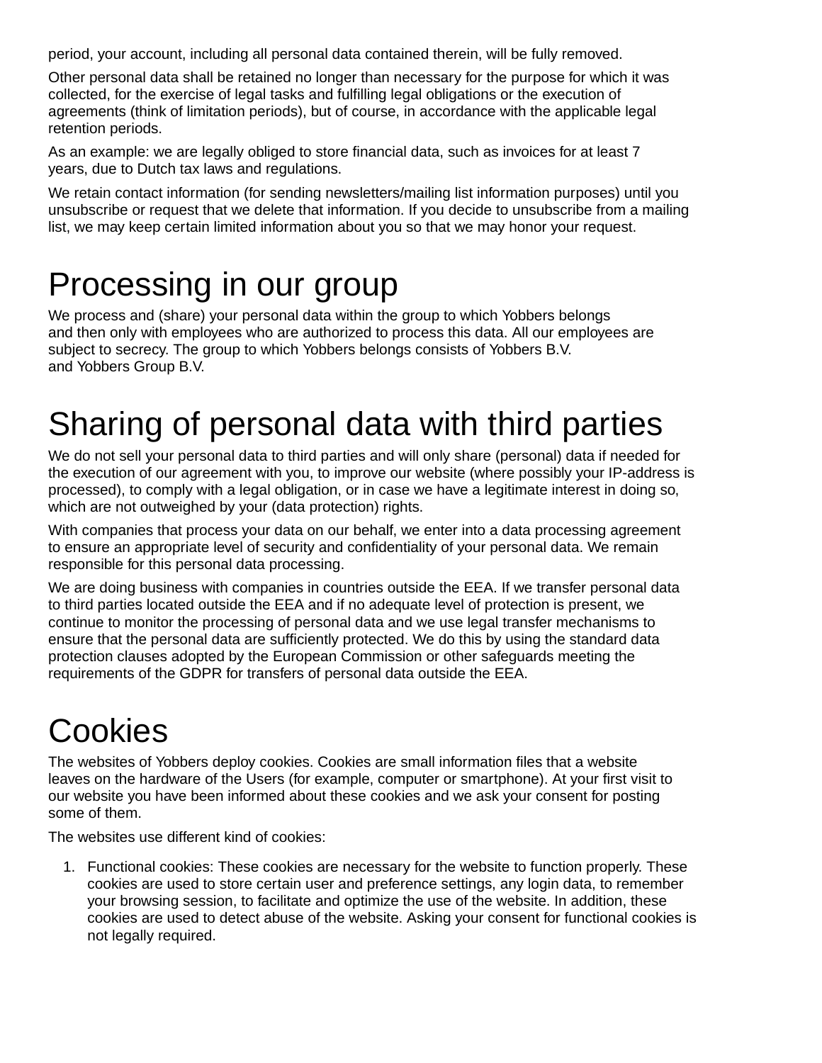period, your account, including all personal data contained therein, will be fully removed.

Other personal data shall be retained no longer than necessary for the purpose for which it was collected, for the exercise of legal tasks and fulfilling legal obligations or the execution of agreements (think of limitation periods), but of course, in accordance with the applicable legal retention periods.

As an example: we are legally obliged to store financial data, such as invoices for at least 7 years, due to Dutch tax laws and regulations.

We retain contact information (for sending newsletters/mailing list information purposes) until you unsubscribe or request that we delete that information. If you decide to unsubscribe from a mailing list, we may keep certain limited information about you so that we may honor your request.

# Processing in our group

We process and (share) your personal data within the group to which Yobbers belongs and then only with employees who are authorized to process this data. All our employees are subject to secrecy. The group to which Yobbers belongs consists of Yobbers B.V. and Yobbers Group B.V.

# Sharing of personal data with third parties

We do not sell your personal data to third parties and will only share (personal) data if needed for the execution of our agreement with you, to improve our website (where possibly your IP-address is processed), to comply with a legal obligation, or in case we have a legitimate interest in doing so, which are not outweighed by your (data protection) rights.

With companies that process your data on our behalf, we enter into a data processing agreement to ensure an appropriate level of security and confidentiality of your personal data. We remain responsible for this personal data processing.

We are doing business with companies in countries outside the EEA. If we transfer personal data to third parties located outside the EEA and if no adequate level of protection is present, we continue to monitor the processing of personal data and we use legal transfer mechanisms to ensure that the personal data are sufficiently protected. We do this by using the standard data protection clauses adopted by the European Commission or other safeguards meeting the requirements of the GDPR for transfers of personal data outside the EEA.

# Cookies

The websites of Yobbers deploy cookies. Cookies are small information files that a website leaves on the hardware of the Users (for example, computer or smartphone). At your first visit to our website you have been informed about these cookies and we ask your consent for posting some of them.

The websites use different kind of cookies:

1. Functional cookies: These cookies are necessary for the website to function properly. These cookies are used to store certain user and preference settings, any login data, to remember your browsing session, to facilitate and optimize the use of the website. In addition, these cookies are used to detect abuse of the website. Asking your consent for functional cookies is not legally required.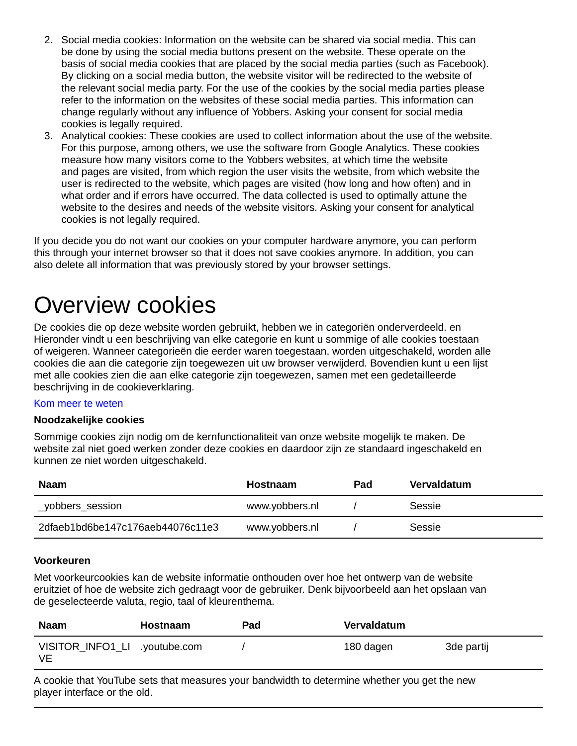2. Social media cookies: Information on the website can be shared via social media. This can be done by using the social media buttons present on the website. These operate on the basis of social media cookies that are placed by the social media parties (such as Facebook). By clicking on a social media button, the website visitor will be redirected to the website of the relevant social media party. For the use of the cookies by the social media parties please refer to the information on the websites of these social media parties. This information can change regularly without any influence of Yobbers. Asking your consent for social media cookies is legally required.
3. Analytical cookies: These cookies are used to collect information about the use of the website. For this purpose, among others, we use the software from Google Analytics. These cookies measure how many visitors come to the Yobbers websites, at which time the website and pages are visited, from which region the user visits the website, from which website the user is redirected to the website, which pages are visited (how long and how often) and in what order and if errors have occurred. The data collected is used to optimally attune the website to the desires and needs of the website visitors. Asking your consent for analytical cookies is not legally required.

If you decide you do not want our cookies on your computer hardware anymore, you can perform this through your internet browser so that it does not save cookies anymore. In addition, you can also delete all information that was previously stored by your browser settings.

# Overview cookies

De cookies die op deze website worden gebruikt, hebben we in categoriën onderverdeeld. en Hieronder vindt u een beschrijving van elke categorie en kunt u sommige of alle cookies toestaan of weigeren. Wanneer categorieën die eerder waren toegestaan, worden uitgeschakeld, worden alle cookies die aan die categorie zijn toegewezen uit uw browser verwijderd. Bovendien kunt u een lijst met alle cookies zien die aan elke categorie zijn toegewezen, samen met een gedetailleerde beschrijving in de cookieverklaring.

Kom meer te weten

**Noodzakelijke cookies**

Sommige cookies zijn nodig om de kernfunctionaliteit van onze website mogelijk te maken. De website zal niet goed werken zonder deze cookies en daardoor zijn ze standaard ingeschakeld en kunnen ze niet worden uitgeschakeld.

| Naam | Hostnaam | Pad | Vervaldatum |
|---|---|---|---|
| _yobbers_session | www.yobbers.nl | / | Sessie |
| 2dfaeb1bd6be147c176aeb44076c11e3 | www.yobbers.nl | / | Sessie |

**Voorkeuren**

Met voorkeurcookies kan de website informatie onthouden over hoe het ontwerp van de website eruitziet of hoe de website zich gedraagt voor de gebruiker. Denk bijvoorbeeld aan het opslaan van de geselecteerde valuta, regio, taal of kleurenthema.

| Naam | Hostnaam | Pad | Vervaldatum | |
|---|---|---|---|---|
| VISITOR_INFO1_LIVE | .youtube.com | / | 180 dagen | 3de partij |

A cookie that YouTube sets that measures your bandwidth to determine whether you get the new player interface or the old.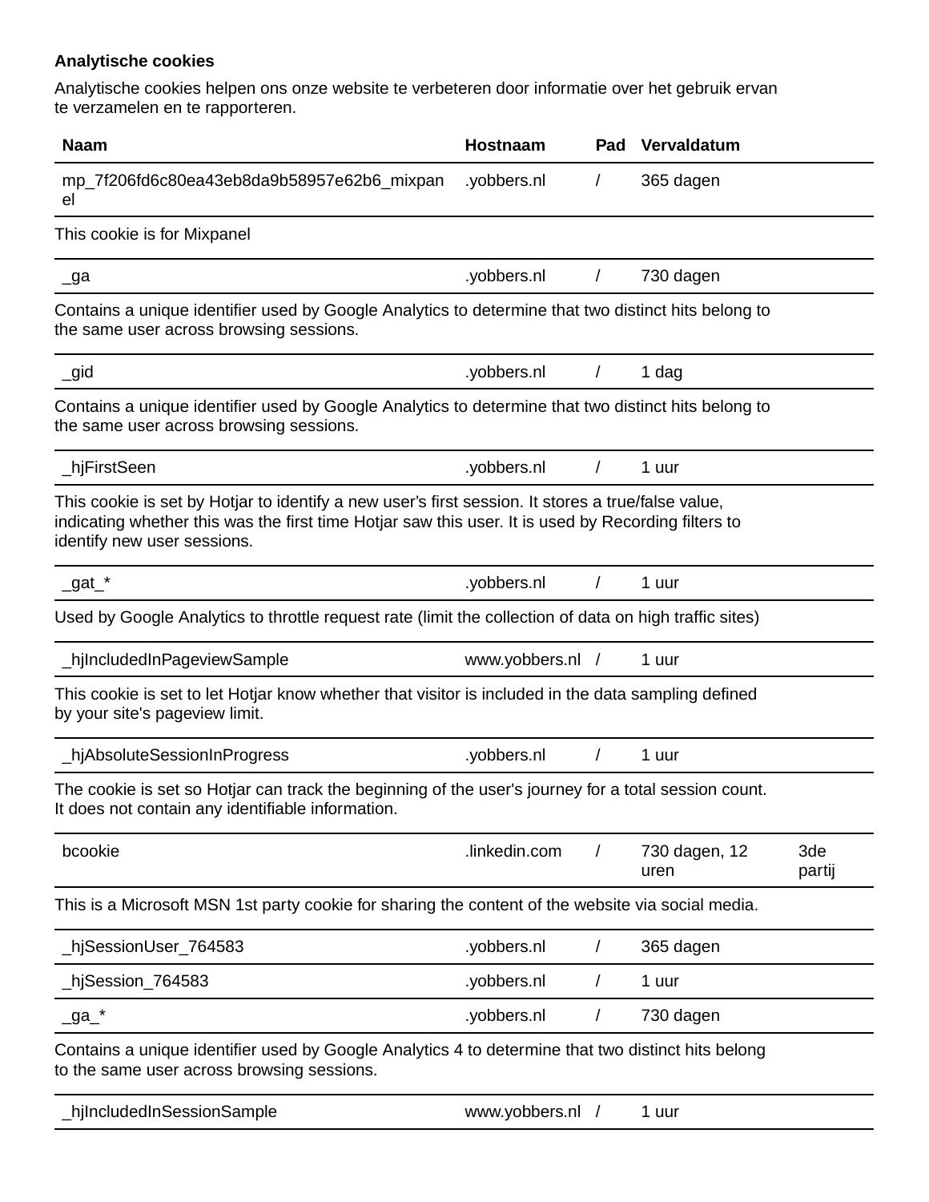**Analytische cookies**

Analytische cookies helpen ons onze website te verbeteren door informatie over het gebruik ervan te verzamelen en te rapporteren.

| Naam | Hostnaam | Pad | Vervaldatum | |
|---|---|---|---|---|
| mp_7f206fd6c80ea43eb8da9b58957e62b6_mixpanel | .yobbers.nl | / | 365 dagen | |
| This cookie is for Mixpanel | | | | |
| _ga | .yobbers.nl | / | 730 dagen | |
| Contains a unique identifier used by Google Analytics to determine that two distinct hits belong to the same user across browsing sessions. | | | | |
| _gid | .yobbers.nl | / | 1 dag | |
| Contains a unique identifier used by Google Analytics to determine that two distinct hits belong to the same user across browsing sessions. | | | | |
| _hjFirstSeen | .yobbers.nl | / | 1 uur | |
| This cookie is set by Hotjar to identify a new user's first session. It stores a true/false value, indicating whether this was the first time Hotjar saw this user. It is used by Recording filters to identify new user sessions. | | | | |
| _gat_* | .yobbers.nl | / | 1 uur | |
| Used by Google Analytics to throttle request rate (limit the collection of data on high traffic sites) | | | | |
| _hjIncludedInPageviewSample | www.yobbers.nl | / | 1 uur | |
| This cookie is set to let Hotjar know whether that visitor is included in the data sampling defined by your site's pageview limit. | | | | |
| _hjAbsoluteSessionInProgress | .yobbers.nl | / | 1 uur | |
| The cookie is set so Hotjar can track the beginning of the user's journey for a total session count. It does not contain any identifiable information. | | | | |
| bcookie | .linkedin.com | / | 730 dagen, 12 uren | 3de partij |
| This is a Microsoft MSN 1st party cookie for sharing the content of the website via social media. | | | | |
| _hjSessionUser_764583 | .yobbers.nl | / | 365 dagen | |
| _hjSession_764583 | .yobbers.nl | / | 1 uur | |
| _ga_* | .yobbers.nl | / | 730 dagen | |
| Contains a unique identifier used by Google Analytics 4 to determine that two distinct hits belong to the same user across browsing sessions. | | | | |
| _hjIncludedInSessionSample | www.yobbers.nl | / | 1 uur | |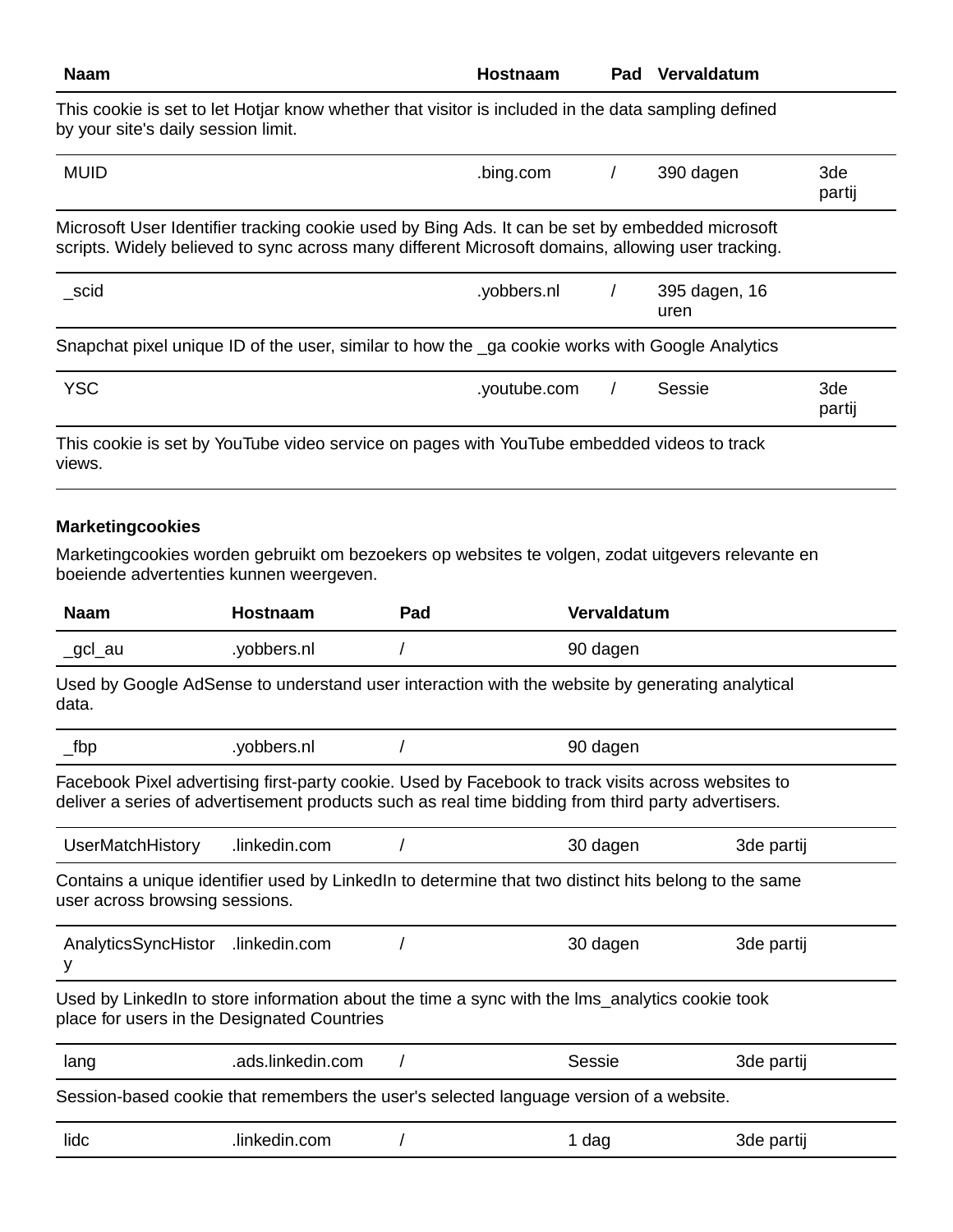| Naam | Hostnaam | Pad | Vervaldatum | |
|---|---|---|---|---|
| This cookie is set to let Hotjar know whether that visitor is included in the data sampling defined by your site's daily session limit. | | | | |
| MUID | .bing.com | / | 390 dagen | 3de partij |
| Microsoft User Identifier tracking cookie used by Bing Ads. It can be set by embedded microsoft scripts. Widely believed to sync across many different Microsoft domains, allowing user tracking. | | | | |
| _scid | .yobbers.nl | / | 395 dagen, 16 uren | |
| Snapchat pixel unique ID of the user, similar to how the _ga cookie works with Google Analytics | | | | |
| YSC | .youtube.com | / | Sessie | 3de partij |
| This cookie is set by YouTube video service on pages with YouTube embedded videos to track views. | | | | |

### Marketingcookies

Marketingcookies worden gebruikt om bezoekers op websites te volgen, zodat uitgevers relevante en boeiende advertenties kunnen weergeven.

| Naam | Hostnaam | Pad | Vervaldatum | |
|---|---|---|---|---|
| _gcl_au | .yobbers.nl | / | 90 dagen | |
| Used by Google AdSense to understand user interaction with the website by generating analytical data. | | | | |
| _fbp | .yobbers.nl | / | 90 dagen | |
| Facebook Pixel advertising first-party cookie. Used by Facebook to track visits across websites to deliver a series of advertisement products such as real time bidding from third party advertisers. | | | | |
| UserMatchHistory | .linkedin.com | / | 30 dagen | 3de partij |
| Contains a unique identifier used by LinkedIn to determine that two distinct hits belong to the same user across browsing sessions. | | | | |
| AnalyticsSyncHistory | .linkedin.com | / | 30 dagen | 3de partij |
| Used by LinkedIn to store information about the time a sync with the lms_analytics cookie took place for users in the Designated Countries | | | | |
| lang | .ads.linkedin.com | / | Sessie | 3de partij |
| Session-based cookie that remembers the user's selected language version of a website. | | | | |
| lidc | .linkedin.com | / | 1 dag | 3de partij |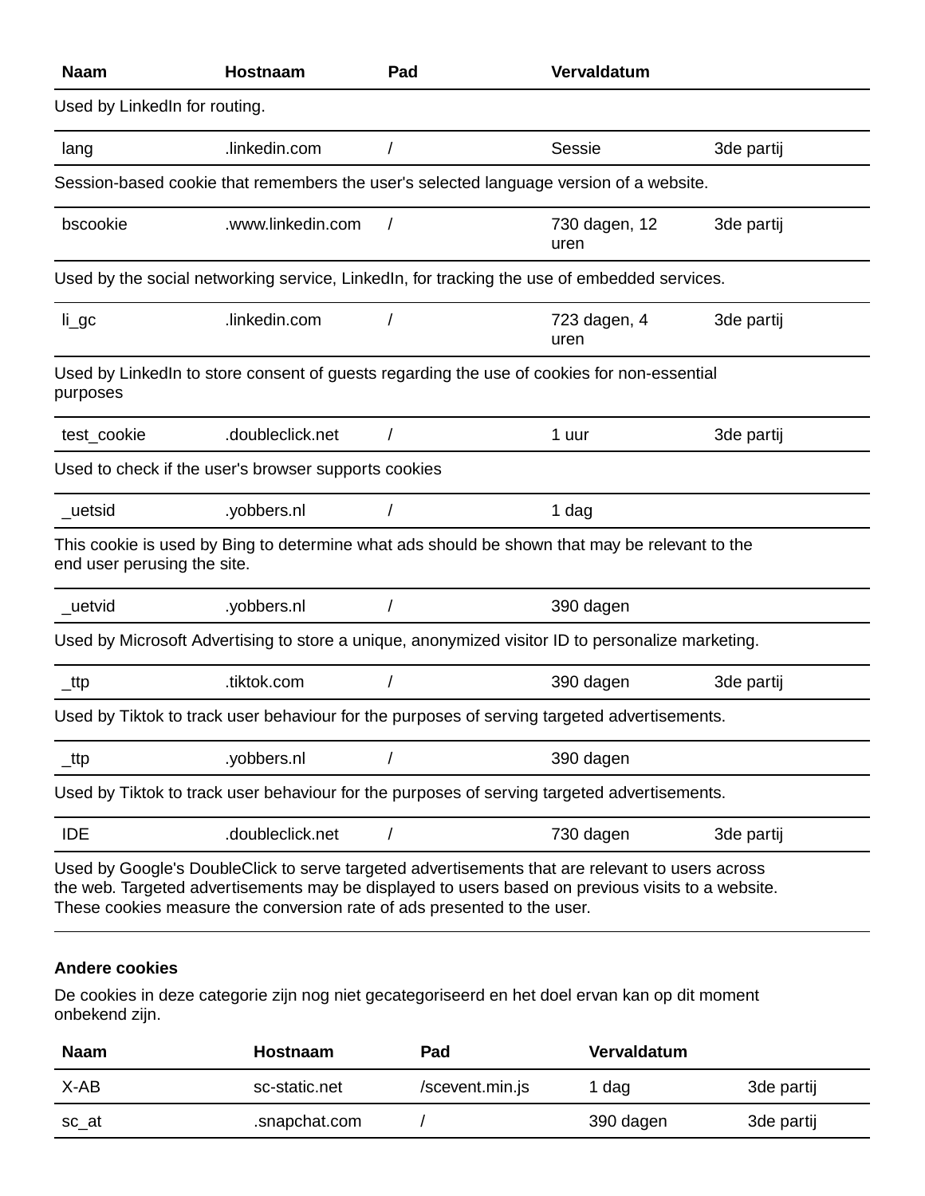| Naam | Hostnaam | Pad | Vervaldatum | |
|---|---|---|---|---|
| Used by LinkedIn for routing. | | | | |
| lang | .linkedin.com | / | Sessie | 3de partij |
| Session-based cookie that remembers the user's selected language version of a website. | | | | |
| bscookie | .www.linkedin.com | / | 730 dagen, 12 uren | 3de partij |
| Used by the social networking service, LinkedIn, for tracking the use of embedded services. | | | | |
| li_gc | .linkedin.com | / | 723 dagen, 4 uren | 3de partij |
| Used by LinkedIn to store consent of guests regarding the use of cookies for non-essential purposes | | | | |
| test_cookie | .doubleclick.net | / | 1 uur | 3de partij |
| Used to check if the user's browser supports cookies | | | | |
| _uetsid | .yobbers.nl | / | 1 dag | |
| This cookie is used by Bing to determine what ads should be shown that may be relevant to the end user perusing the site. | | | | |
| _uetvid | .yobbers.nl | / | 390 dagen | |
| Used by Microsoft Advertising to store a unique, anonymized visitor ID to personalize marketing. | | | | |
| _ttp | .tiktok.com | / | 390 dagen | 3de partij |
| Used by Tiktok to track user behaviour for the purposes of serving targeted advertisements. | | | | |
| _ttp | .yobbers.nl | / | 390 dagen | |
| Used by Tiktok to track user behaviour for the purposes of serving targeted advertisements. | | | | |
| IDE | .doubleclick.net | / | 730 dagen | 3de partij |
| Used by Google's DoubleClick to serve targeted advertisements that are relevant to users across the web. Targeted advertisements may be displayed to users based on previous visits to a website. These cookies measure the conversion rate of ads presented to the user. | | | | |

**Andere cookies**

De cookies in deze categorie zijn nog niet gecategoriseerd en het doel ervan kan op dit moment onbekend zijn.

| Naam | Hostnaam | Pad | Vervaldatum | |
|---|---|---|---|---|
| X-AB | sc-static.net | /scevent.min.js | 1 dag | 3de partij |
| sc_at | .snapchat.com | / | 390 dagen | 3de partij |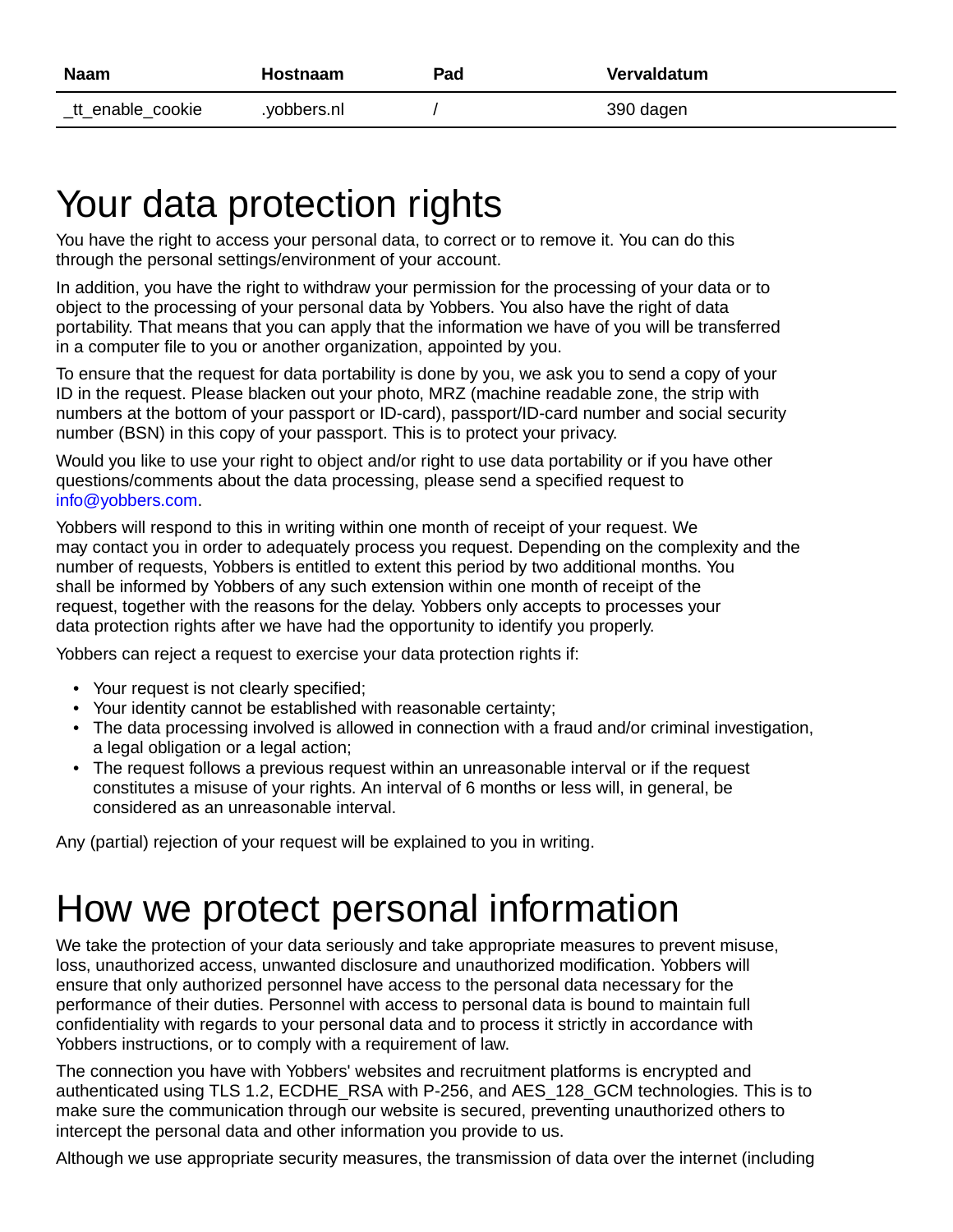| Naam | Hostnaam | Pad | Vervaldatum |
| --- | --- | --- | --- |
| _tt_enable_cookie | .yobbers.nl | / | 390 dagen |

# Your data protection rights

You have the right to access your personal data, to correct or to remove it. You can do this through the personal settings/environment of your account.

In addition, you have the right to withdraw your permission for the processing of your data or to object to the processing of your personal data by Yobbers. You also have the right of data portability. That means that you can apply that the information we have of you will be transferred in a computer file to you or another organization, appointed by you.

To ensure that the request for data portability is done by you, we ask you to send a copy of your ID in the request. Please blacken out your photo, MRZ (machine readable zone, the strip with numbers at the bottom of your passport or ID-card), passport/ID-card number and social security number (BSN) in this copy of your passport. This is to protect your privacy.

Would you like to use your right to object and/or right to use data portability or if you have other questions/comments about the data processing, please send a specified request to info@yobbers.com.

Yobbers will respond to this in writing within one month of receipt of your request. We may contact you in order to adequately process you request. Depending on the complexity and the number of requests, Yobbers is entitled to extent this period by two additional months. You shall be informed by Yobbers of any such extension within one month of receipt of the request, together with the reasons for the delay. Yobbers only accepts to processes your data protection rights after we have had the opportunity to identify you properly.

Yobbers can reject a request to exercise your data protection rights if:

- Your request is not clearly specified;
- Your identity cannot be established with reasonable certainty;
- The data processing involved is allowed in connection with a fraud and/or criminal investigation, a legal obligation or a legal action;
- The request follows a previous request within an unreasonable interval or if the request constitutes a misuse of your rights. An interval of 6 months or less will, in general, be considered as an unreasonable interval.

Any (partial) rejection of your request will be explained to you in writing.

# How we protect personal information

We take the protection of your data seriously and take appropriate measures to prevent misuse, loss, unauthorized access, unwanted disclosure and unauthorized modification. Yobbers will ensure that only authorized personnel have access to the personal data necessary for the performance of their duties. Personnel with access to personal data is bound to maintain full confidentiality with regards to your personal data and to process it strictly in accordance with Yobbers instructions, or to comply with a requirement of law.

The connection you have with Yobbers' websites and recruitment platforms is encrypted and authenticated using TLS 1.2, ECDHE_RSA with P-256, and AES_128_GCM technologies. This is to make sure the communication through our website is secured, preventing unauthorized others to intercept the personal data and other information you provide to us.

Although we use appropriate security measures, the transmission of data over the internet (including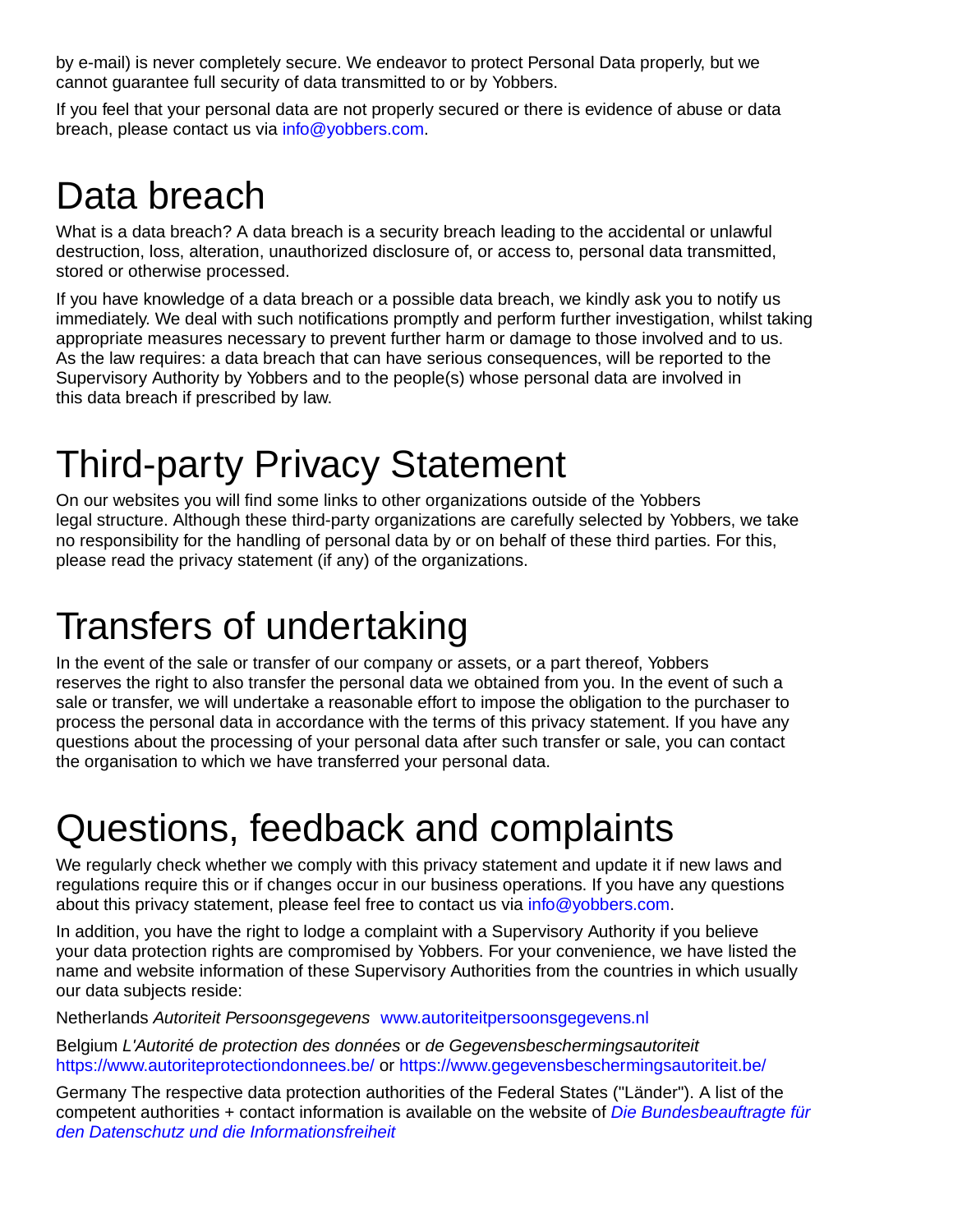by e-mail) is never completely secure. We endeavor to protect Personal Data properly, but we cannot guarantee full security of data transmitted to or by Yobbers.

If you feel that your personal data are not properly secured or there is evidence of abuse or data breach, please contact us via info@yobbers.com.

# Data breach

What is a data breach? A data breach is a security breach leading to the accidental or unlawful destruction, loss, alteration, unauthorized disclosure of, or access to, personal data transmitted, stored or otherwise processed.

If you have knowledge of a data breach or a possible data breach, we kindly ask you to notify us immediately. We deal with such notifications promptly and perform further investigation, whilst taking appropriate measures necessary to prevent further harm or damage to those involved and to us. As the law requires: a data breach that can have serious consequences, will be reported to the Supervisory Authority by Yobbers and to the people(s) whose personal data are involved in this data breach if prescribed by law.

# Third-party Privacy Statement

On our websites you will find some links to other organizations outside of the Yobbers legal structure. Although these third-party organizations are carefully selected by Yobbers, we take no responsibility for the handling of personal data by or on behalf of these third parties. For this, please read the privacy statement (if any) of the organizations.

# Transfers of undertaking

In the event of the sale or transfer of our company or assets, or a part thereof, Yobbers reserves the right to also transfer the personal data we obtained from you. In the event of such a sale or transfer, we will undertake a reasonable effort to impose the obligation to the purchaser to process the personal data in accordance with the terms of this privacy statement. If you have any questions about the processing of your personal data after such transfer or sale, you can contact the organisation to which we have transferred your personal data.

# Questions, feedback and complaints

We regularly check whether we comply with this privacy statement and update it if new laws and regulations require this or if changes occur in our business operations. If you have any questions about this privacy statement, please feel free to contact us via info@yobbers.com.

In addition, you have the right to lodge a complaint with a Supervisory Authority if you believe your data protection rights are compromised by Yobbers. For your convenience, we have listed the name and website information of these Supervisory Authorities from the countries in which usually our data subjects reside:

Netherlands *Autoriteit Persoonsgegevens* www.autoriteitpersoonsgegevens.nl

Belgium *L'Autorité de protection des données* or *de Gegevensbeschermingsautoriteit* https://www.autoriteprotectiondonnees.be/ or https://www.gegevensbeschermingsautoriteit.be/

Germany The respective data protection authorities of the Federal States ("Länder"). A list of the competent authorities + contact information is available on the website of *Die Bundesbeauftragte für den Datenschutz und die Informationsfreiheit*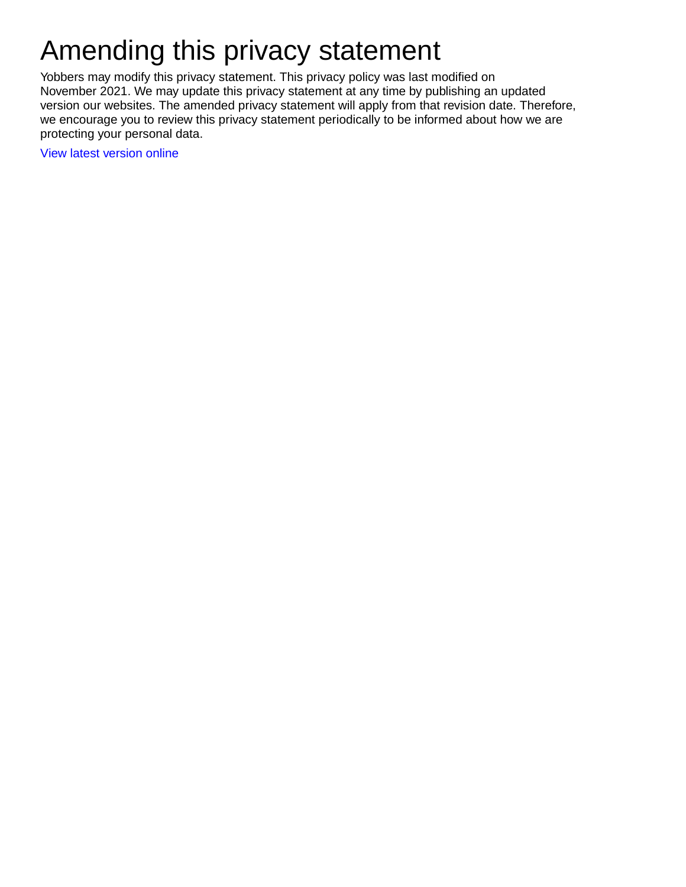# Amending this privacy statement

Yobbers may modify this privacy statement. This privacy policy was last modified on November 2021. We may update this privacy statement at any time by publishing an updated version our websites. The amended privacy statement will apply from that revision date. Therefore, we encourage you to review this privacy statement periodically to be informed about how we are protecting your personal data.

View latest version online